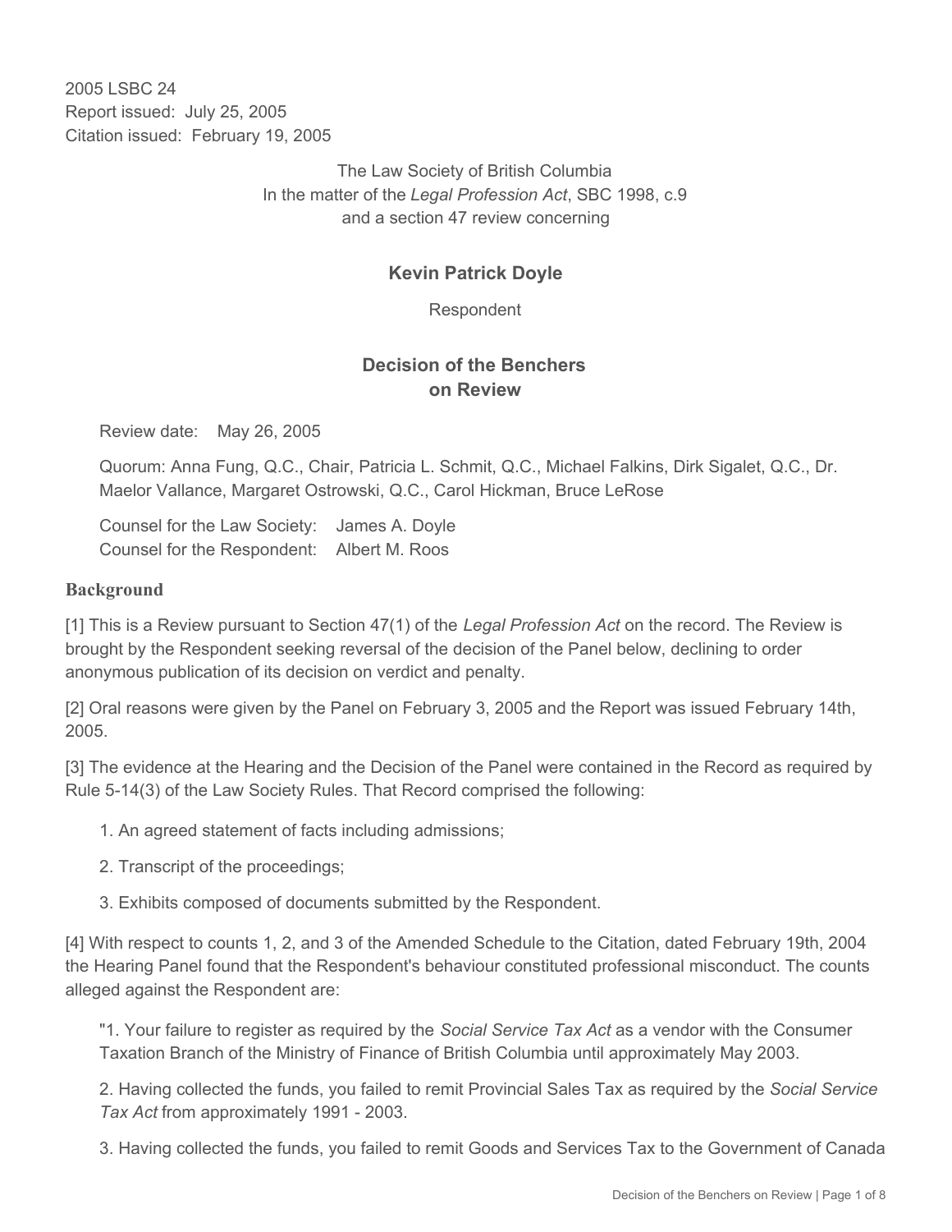2005 LSBC 24
Report issued: July 25, 2005
Citation issued: February 19, 2005

The Law Society of British Columbia
In the matter of the *Legal Profession Act*, SBC 1998, c.9
and a section 47 review concerning

## Kevin Patrick Doyle

Respondent

## Decision of the Benchers on Review

Review date: May 26, 2005

Quorum: Anna Fung, Q.C., Chair, Patricia L. Schmit, Q.C., Michael Falkins, Dirk Sigalet, Q.C., Dr. Maelor Vallance, Margaret Ostrowski, Q.C., Carol Hickman, Bruce LeRose

Counsel for the Law Society: James A. Doyle
Counsel for the Respondent: Albert M. Roos

### Background

[1] This is a Review pursuant to Section 47(1) of the *Legal Profession Act* on the record. The Review is brought by the Respondent seeking reversal of the decision of the Panel below, declining to order anonymous publication of its decision on verdict and penalty.

[2] Oral reasons were given by the Panel on February 3, 2005 and the Report was issued February 14th, 2005.

[3] The evidence at the Hearing and the Decision of the Panel were contained in the Record as required by Rule 5-14(3) of the Law Society Rules. That Record comprised the following:

1. An agreed statement of facts including admissions;
2. Transcript of the proceedings;
3. Exhibits composed of documents submitted by the Respondent.

[4] With respect to counts 1, 2, and 3 of the Amended Schedule to the Citation, dated February 19th, 2004 the Hearing Panel found that the Respondent's behaviour constituted professional misconduct. The counts alleged against the Respondent are:

"1. Your failure to register as required by the *Social Service Tax Act* as a vendor with the Consumer Taxation Branch of the Ministry of Finance of British Columbia until approximately May 2003.

2. Having collected the funds, you failed to remit Provincial Sales Tax as required by the *Social Service Tax Act* from approximately 1991 - 2003.

3. Having collected the funds, you failed to remit Goods and Services Tax to the Government of Canada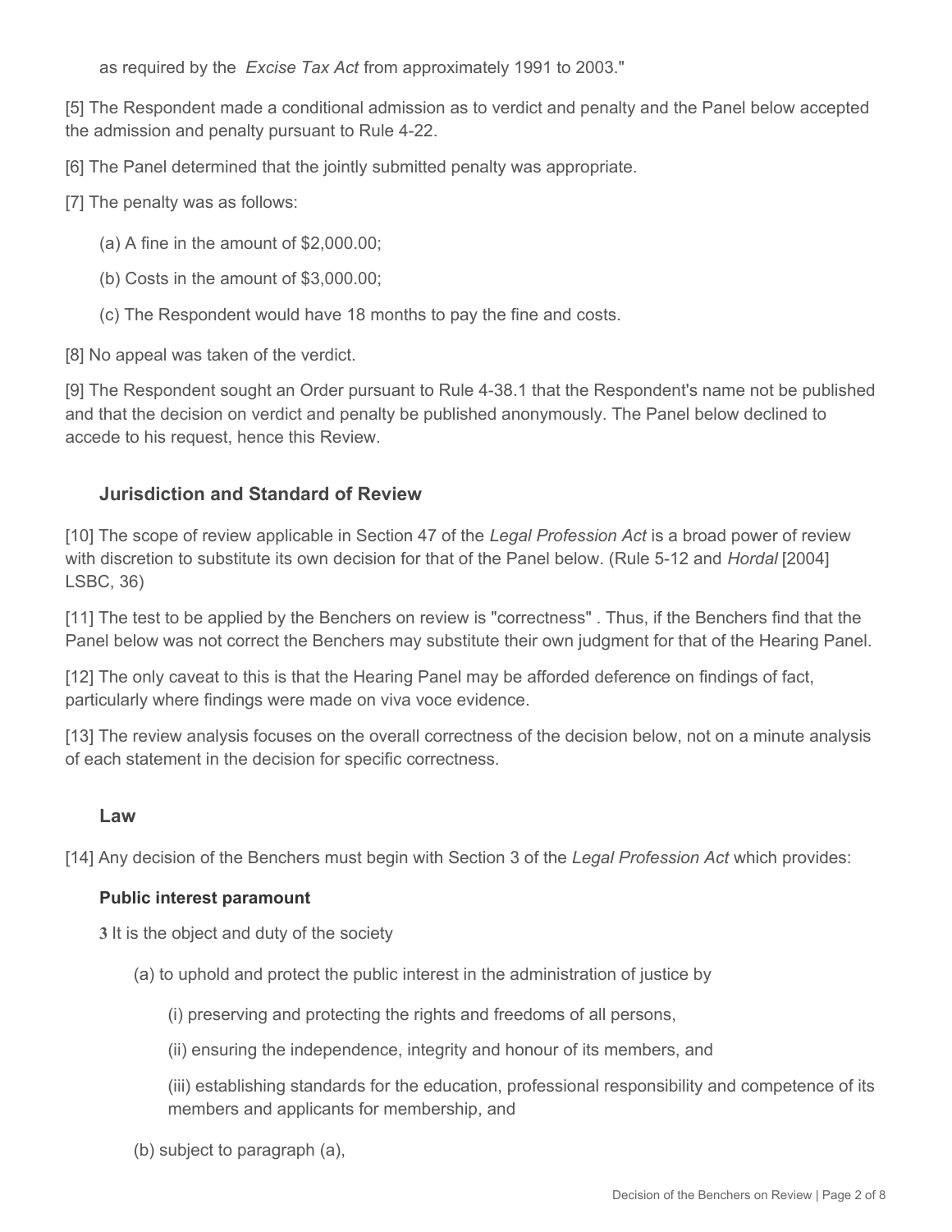as required by the *Excise Tax Act* from approximately 1991 to 2003."

[5] The Respondent made a conditional admission as to verdict and penalty and the Panel below accepted the admission and penalty pursuant to Rule 4-22.

[6] The Panel determined that the jointly submitted penalty was appropriate.

[7] The penalty was as follows:

(a) A fine in the amount of $2,000.00;

(b) Costs in the amount of $3,000.00;

(c) The Respondent would have 18 months to pay the fine and costs.

[8] No appeal was taken of the verdict.

[9] The Respondent sought an Order pursuant to Rule 4-38.1 that the Respondent's name not be published and that the decision on verdict and penalty be published anonymously. The Panel below declined to accede to his request, hence this Review.

### Jurisdiction and Standard of Review

[10] The scope of review applicable in Section 47 of the *Legal Profession Act* is a broad power of review with discretion to substitute its own decision for that of the Panel below. (Rule 5-12 and *Hordal* [2004] LSBC, 36)

[11] The test to be applied by the Benchers on review is "correctness" . Thus, if the Benchers find that the Panel below was not correct the Benchers may substitute their own judgment for that of the Hearing Panel.

[12] The only caveat to this is that the Hearing Panel may be afforded deference on findings of fact, particularly where findings were made on viva voce evidence.

[13] The review analysis focuses on the overall correctness of the decision below, not on a minute analysis of each statement in the decision for specific correctness.

### Law

[14] Any decision of the Benchers must begin with Section 3 of the *Legal Profession Act* which provides:

**Public interest paramount**

**3** It is the object and duty of the society

(a) to uphold and protect the public interest in the administration of justice by

(i) preserving and protecting the rights and freedoms of all persons,

(ii) ensuring the independence, integrity and honour of its members, and

(iii) establishing standards for the education, professional responsibility and competence of its members and applicants for membership, and

(b) subject to paragraph (a),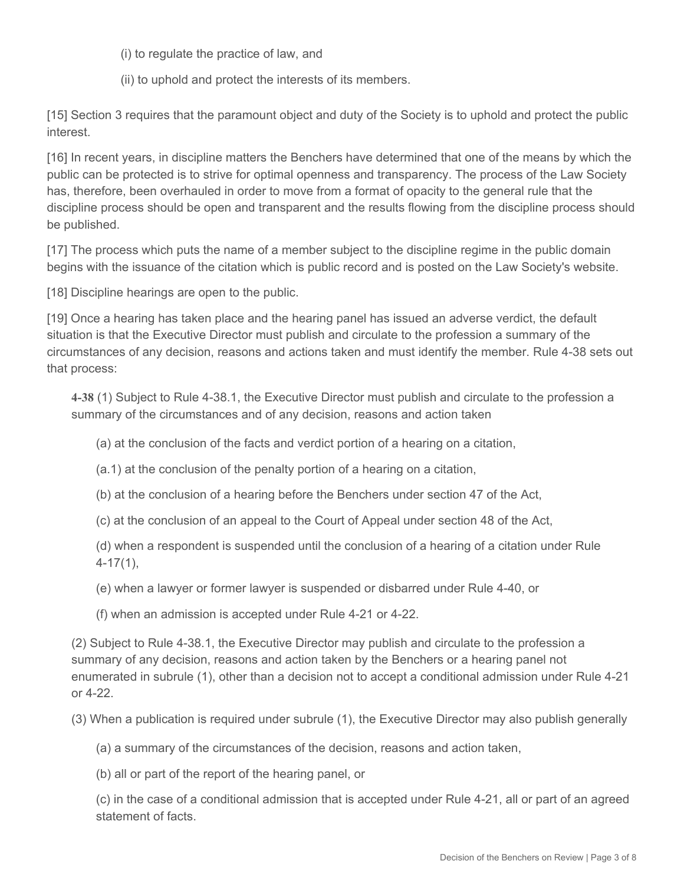(i) to regulate the practice of law, and

(ii) to uphold and protect the interests of its members.

[15] Section 3 requires that the paramount object and duty of the Society is to uphold and protect the public interest.

[16] In recent years, in discipline matters the Benchers have determined that one of the means by which the public can be protected is to strive for optimal openness and transparency. The process of the Law Society has, therefore, been overhauled in order to move from a format of opacity to the general rule that the discipline process should be open and transparent and the results flowing from the discipline process should be published.

[17] The process which puts the name of a member subject to the discipline regime in the public domain begins with the issuance of the citation which is public record and is posted on the Law Society's website.

[18] Discipline hearings are open to the public.

[19] Once a hearing has taken place and the hearing panel has issued an adverse verdict, the default situation is that the Executive Director must publish and circulate to the profession a summary of the circumstances of any decision, reasons and actions taken and must identify the member. Rule 4-38 sets out that process:

> **4-38** (1) Subject to Rule 4-38.1, the Executive Director must publish and circulate to the profession a summary of the circumstances and of any decision, reasons and action taken
>
> (a) at the conclusion of the facts and verdict portion of a hearing on a citation,
>
> (a.1) at the conclusion of the penalty portion of a hearing on a citation,
>
> (b) at the conclusion of a hearing before the Benchers under section 47 of the Act,
>
> (c) at the conclusion of an appeal to the Court of Appeal under section 48 of the Act,
>
> (d) when a respondent is suspended until the conclusion of a hearing of a citation under Rule 4-17(1),
>
> (e) when a lawyer or former lawyer is suspended or disbarred under Rule 4-40, or
>
> (f) when an admission is accepted under Rule 4-21 or 4-22.
>
> (2) Subject to Rule 4-38.1, the Executive Director may publish and circulate to the profession a summary of any decision, reasons and action taken by the Benchers or a hearing panel not enumerated in subrule (1), other than a decision not to accept a conditional admission under Rule 4-21 or 4-22.
>
> (3) When a publication is required under subrule (1), the Executive Director may also publish generally
>
> (a) a summary of the circumstances of the decision, reasons and action taken,
>
> (b) all or part of the report of the hearing panel, or
>
> (c) in the case of a conditional admission that is accepted under Rule 4-21, all or part of an agreed statement of facts.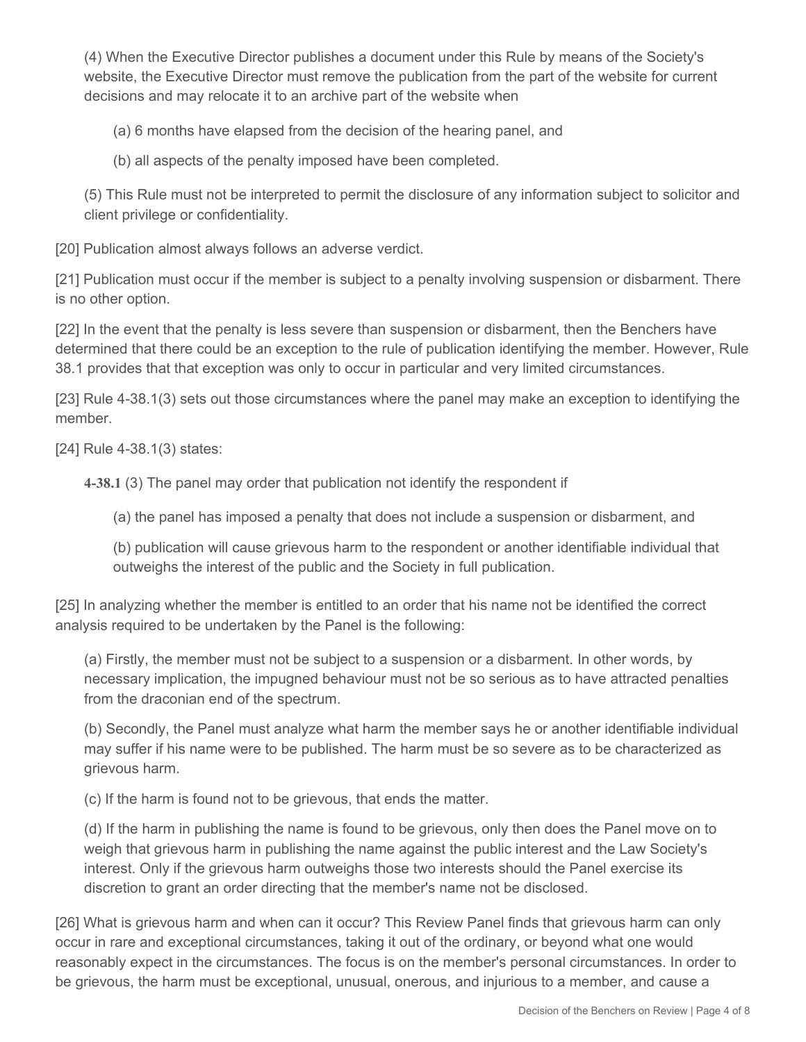(4) When the Executive Director publishes a document under this Rule by means of the Society's website, the Executive Director must remove the publication from the part of the website for current decisions and may relocate it to an archive part of the website when

(a) 6 months have elapsed from the decision of the hearing panel, and

(b) all aspects of the penalty imposed have been completed.

(5) This Rule must not be interpreted to permit the disclosure of any information subject to solicitor and client privilege or confidentiality.

[20] Publication almost always follows an adverse verdict.

[21] Publication must occur if the member is subject to a penalty involving suspension or disbarment. There is no other option.

[22] In the event that the penalty is less severe than suspension or disbarment, then the Benchers have determined that there could be an exception to the rule of publication identifying the member. However, Rule 38.1 provides that that exception was only to occur in particular and very limited circumstances.

[23] Rule 4-38.1(3) sets out those circumstances where the panel may make an exception to identifying the member.

[24] Rule 4-38.1(3) states:

**4-38.1** (3) The panel may order that publication not identify the respondent if

(a) the panel has imposed a penalty that does not include a suspension or disbarment, and

(b) publication will cause grievous harm to the respondent or another identifiable individual that outweighs the interest of the public and the Society in full publication.

[25] In analyzing whether the member is entitled to an order that his name not be identified the correct analysis required to be undertaken by the Panel is the following:

(a) Firstly, the member must not be subject to a suspension or a disbarment. In other words, by necessary implication, the impugned behaviour must not be so serious as to have attracted penalties from the draconian end of the spectrum.

(b) Secondly, the Panel must analyze what harm the member says he or another identifiable individual may suffer if his name were to be published. The harm must be so severe as to be characterized as grievous harm.

(c) If the harm is found not to be grievous, that ends the matter.

(d) If the harm in publishing the name is found to be grievous, only then does the Panel move on to weigh that grievous harm in publishing the name against the public interest and the Law Society's interest. Only if the grievous harm outweighs those two interests should the Panel exercise its discretion to grant an order directing that the member's name not be disclosed.

[26] What is grievous harm and when can it occur? This Review Panel finds that grievous harm can only occur in rare and exceptional circumstances, taking it out of the ordinary, or beyond what one would reasonably expect in the circumstances. The focus is on the member's personal circumstances. In order to be grievous, the harm must be exceptional, unusual, onerous, and injurious to a member, and cause a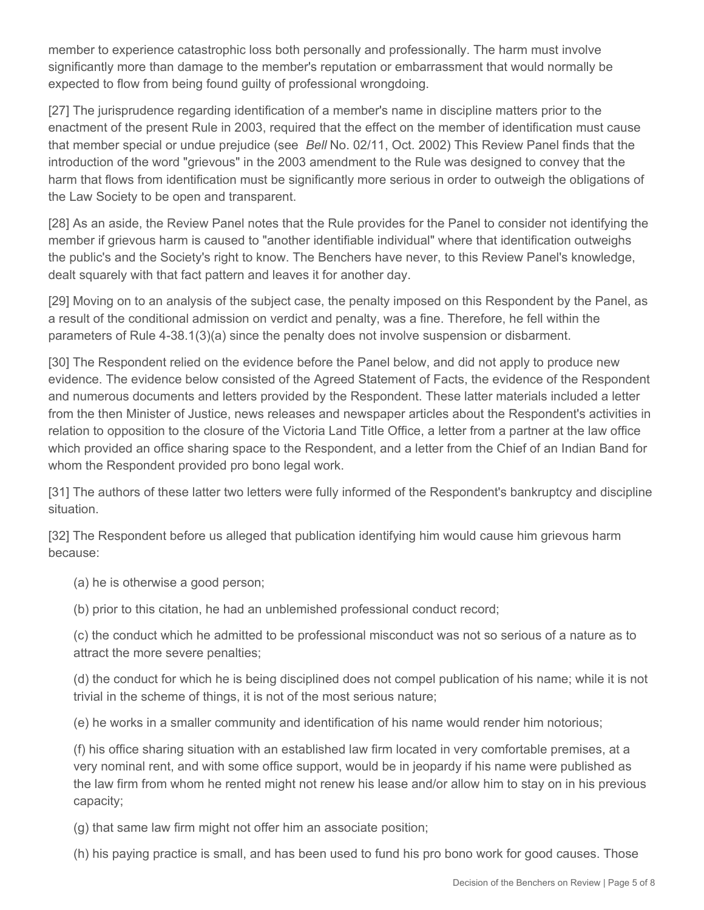member to experience catastrophic loss both personally and professionally. The harm must involve significantly more than damage to the member's reputation or embarrassment that would normally be expected to flow from being found guilty of professional wrongdoing.

[27] The jurisprudence regarding identification of a member's name in discipline matters prior to the enactment of the present Rule in 2003, required that the effect on the member of identification must cause that member special or undue prejudice (see *Bell* No. 02/11, Oct. 2002) This Review Panel finds that the introduction of the word "grievous" in the 2003 amendment to the Rule was designed to convey that the harm that flows from identification must be significantly more serious in order to outweigh the obligations of the Law Society to be open and transparent.

[28] As an aside, the Review Panel notes that the Rule provides for the Panel to consider not identifying the member if grievous harm is caused to "another identifiable individual" where that identification outweighs the public's and the Society's right to know. The Benchers have never, to this Review Panel's knowledge, dealt squarely with that fact pattern and leaves it for another day.

[29] Moving on to an analysis of the subject case, the penalty imposed on this Respondent by the Panel, as a result of the conditional admission on verdict and penalty, was a fine. Therefore, he fell within the parameters of Rule 4-38.1(3)(a) since the penalty does not involve suspension or disbarment.

[30] The Respondent relied on the evidence before the Panel below, and did not apply to produce new evidence. The evidence below consisted of the Agreed Statement of Facts, the evidence of the Respondent and numerous documents and letters provided by the Respondent. These latter materials included a letter from the then Minister of Justice, news releases and newspaper articles about the Respondent's activities in relation to opposition to the closure of the Victoria Land Title Office, a letter from a partner at the law office which provided an office sharing space to the Respondent, and a letter from the Chief of an Indian Band for whom the Respondent provided pro bono legal work.

[31] The authors of these latter two letters were fully informed of the Respondent's bankruptcy and discipline situation.

[32] The Respondent before us alleged that publication identifying him would cause him grievous harm because:

(a) he is otherwise a good person;

(b) prior to this citation, he had an unblemished professional conduct record;

(c) the conduct which he admitted to be professional misconduct was not so serious of a nature as to attract the more severe penalties;

(d) the conduct for which he is being disciplined does not compel publication of his name; while it is not trivial in the scheme of things, it is not of the most serious nature;

(e) he works in a smaller community and identification of his name would render him notorious;

(f) his office sharing situation with an established law firm located in very comfortable premises, at a very nominal rent, and with some office support, would be in jeopardy if his name were published as the law firm from whom he rented might not renew his lease and/or allow him to stay on in his previous capacity;

(g) that same law firm might not offer him an associate position;

(h) his paying practice is small, and has been used to fund his pro bono work for good causes. Those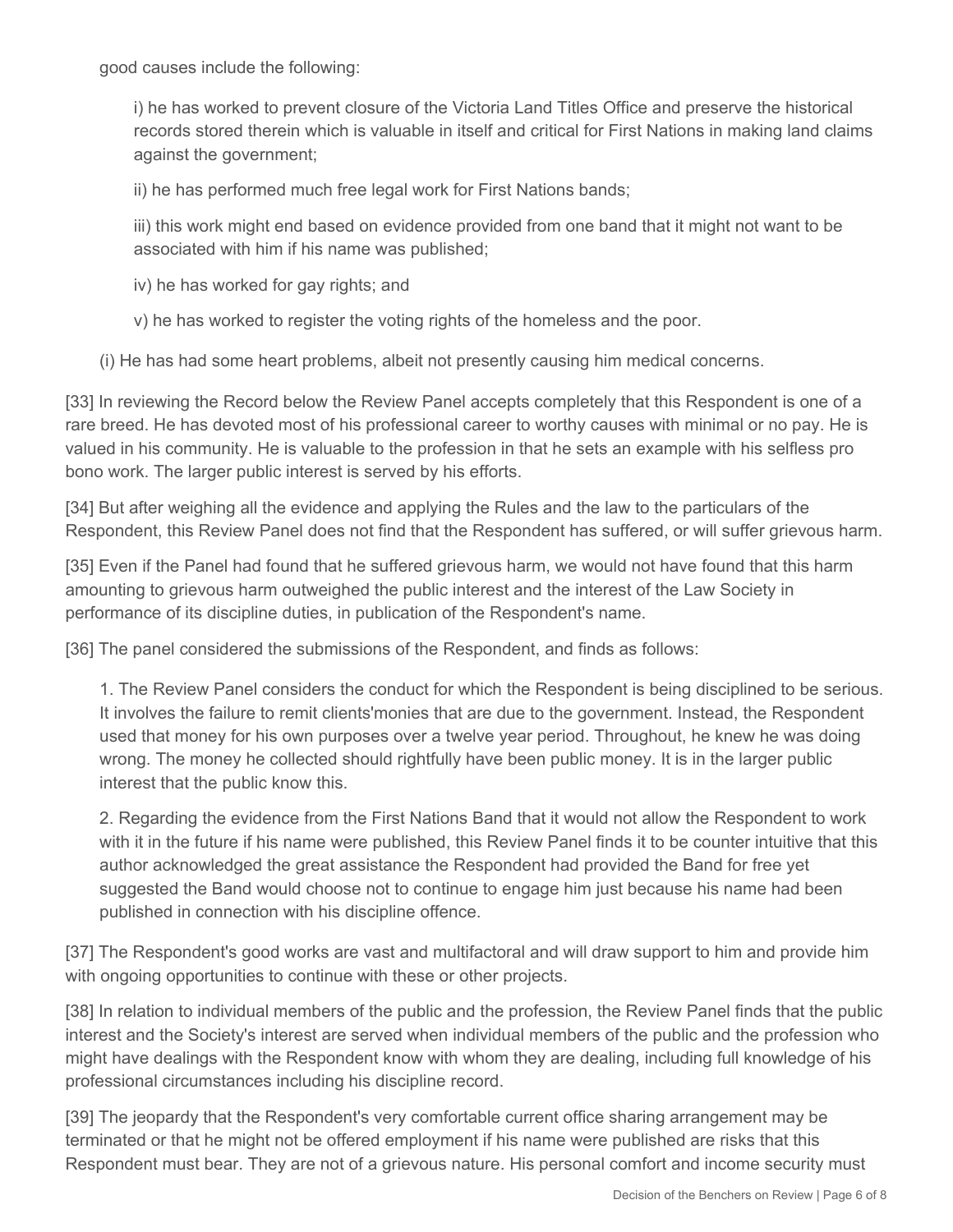good causes include the following:

i) he has worked to prevent closure of the Victoria Land Titles Office and preserve the historical records stored therein which is valuable in itself and critical for First Nations in making land claims against the government;

ii) he has performed much free legal work for First Nations bands;

iii) this work might end based on evidence provided from one band that it might not want to be associated with him if his name was published;

iv) he has worked for gay rights; and

v) he has worked to register the voting rights of the homeless and the poor.

(i) He has had some heart problems, albeit not presently causing him medical concerns.

[33] In reviewing the Record below the Review Panel accepts completely that this Respondent is one of a rare breed. He has devoted most of his professional career to worthy causes with minimal or no pay. He is valued in his community. He is valuable to the profession in that he sets an example with his selfless pro bono work. The larger public interest is served by his efforts.

[34] But after weighing all the evidence and applying the Rules and the law to the particulars of the Respondent, this Review Panel does not find that the Respondent has suffered, or will suffer grievous harm.

[35] Even if the Panel had found that he suffered grievous harm, we would not have found that this harm amounting to grievous harm outweighed the public interest and the interest of the Law Society in performance of its discipline duties, in publication of the Respondent's name.

[36] The panel considered the submissions of the Respondent, and finds as follows:

1. The Review Panel considers the conduct for which the Respondent is being disciplined to be serious. It involves the failure to remit clients'monies that are due to the government. Instead, the Respondent used that money for his own purposes over a twelve year period. Throughout, he knew he was doing wrong. The money he collected should rightfully have been public money. It is in the larger public interest that the public know this.

2. Regarding the evidence from the First Nations Band that it would not allow the Respondent to work with it in the future if his name were published, this Review Panel finds it to be counter intuitive that this author acknowledged the great assistance the Respondent had provided the Band for free yet suggested the Band would choose not to continue to engage him just because his name had been published in connection with his discipline offence.

[37] The Respondent's good works are vast and multifactoral and will draw support to him and provide him with ongoing opportunities to continue with these or other projects.

[38] In relation to individual members of the public and the profession, the Review Panel finds that the public interest and the Society's interest are served when individual members of the public and the profession who might have dealings with the Respondent know with whom they are dealing, including full knowledge of his professional circumstances including his discipline record.

[39] The jeopardy that the Respondent's very comfortable current office sharing arrangement may be terminated or that he might not be offered employment if his name were published are risks that this Respondent must bear. They are not of a grievous nature. His personal comfort and income security must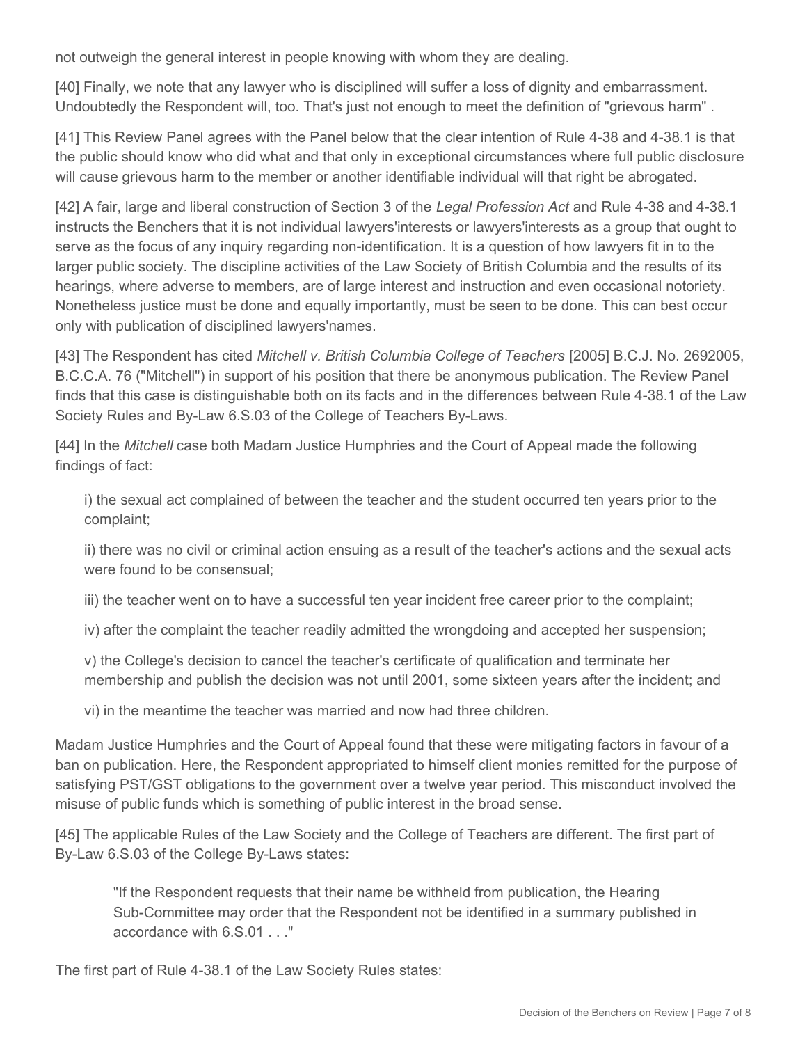not outweigh the general interest in people knowing with whom they are dealing.

[40] Finally, we note that any lawyer who is disciplined will suffer a loss of dignity and embarrassment. Undoubtedly the Respondent will, too. That's just not enough to meet the definition of "grievous harm" .

[41] This Review Panel agrees with the Panel below that the clear intention of Rule 4-38 and 4-38.1 is that the public should know who did what and that only in exceptional circumstances where full public disclosure will cause grievous harm to the member or another identifiable individual will that right be abrogated.

[42] A fair, large and liberal construction of Section 3 of the *Legal Profession Act* and Rule 4-38 and 4-38.1 instructs the Benchers that it is not individual lawyers'interests or lawyers'interests as a group that ought to serve as the focus of any inquiry regarding non-identification. It is a question of how lawyers fit in to the larger public society. The discipline activities of the Law Society of British Columbia and the results of its hearings, where adverse to members, are of large interest and instruction and even occasional notoriety. Nonetheless justice must be done and equally importantly, must be seen to be done. This can best occur only with publication of disciplined lawyers'names.

[43] The Respondent has cited *Mitchell v. British Columbia College of Teachers* [2005] B.C.J. No. 2692005, B.C.C.A. 76 ("Mitchell") in support of his position that there be anonymous publication. The Review Panel finds that this case is distinguishable both on its facts and in the differences between Rule 4-38.1 of the Law Society Rules and By-Law 6.S.03 of the College of Teachers By-Laws.

[44] In the *Mitchell* case both Madam Justice Humphries and the Court of Appeal made the following findings of fact:

> i) the sexual act complained of between the teacher and the student occurred ten years prior to the complaint;
>
> ii) there was no civil or criminal action ensuing as a result of the teacher's actions and the sexual acts were found to be consensual;
>
> iii) the teacher went on to have a successful ten year incident free career prior to the complaint;
>
> iv) after the complaint the teacher readily admitted the wrongdoing and accepted her suspension;
>
> v) the College's decision to cancel the teacher's certificate of qualification and terminate her membership and publish the decision was not until 2001, some sixteen years after the incident; and
>
> vi) in the meantime the teacher was married and now had three children.

Madam Justice Humphries and the Court of Appeal found that these were mitigating factors in favour of a ban on publication. Here, the Respondent appropriated to himself client monies remitted for the purpose of satisfying PST/GST obligations to the government over a twelve year period. This misconduct involved the misuse of public funds which is something of public interest in the broad sense.

[45] The applicable Rules of the Law Society and the College of Teachers are different. The first part of By-Law 6.S.03 of the College By-Laws states:

> "If the Respondent requests that their name be withheld from publication, the Hearing Sub-Committee may order that the Respondent not be identified in a summary published in accordance with 6.S.01 . . ."

The first part of Rule 4-38.1 of the Law Society Rules states: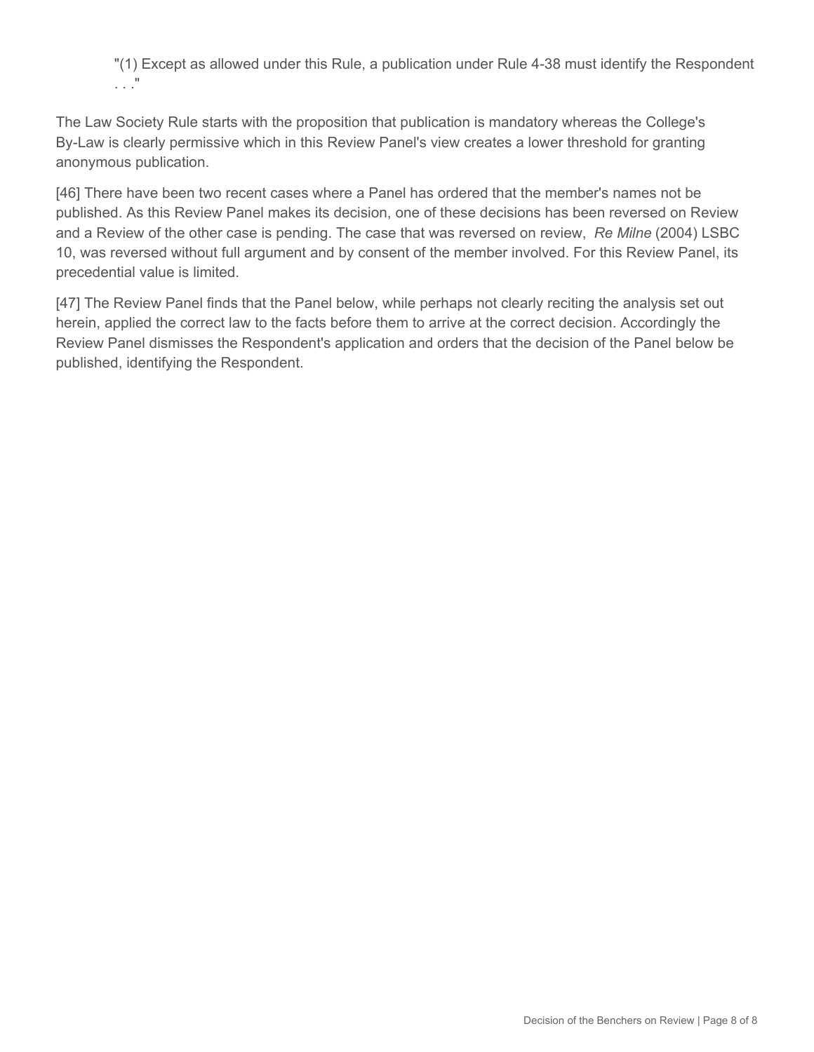> "(1) Except as allowed under this Rule, a publication under Rule 4-38 must identify the Respondent . . ."

The Law Society Rule starts with the proposition that publication is mandatory whereas the College's By-Law is clearly permissive which in this Review Panel's view creates a lower threshold for granting anonymous publication.

[46] There have been two recent cases where a Panel has ordered that the member's names not be published. As this Review Panel makes its decision, one of these decisions has been reversed on Review and a Review of the other case is pending. The case that was reversed on review, *Re Milne* (2004) LSBC 10, was reversed without full argument and by consent of the member involved. For this Review Panel, its precedential value is limited.

[47] The Review Panel finds that the Panel below, while perhaps not clearly reciting the analysis set out herein, applied the correct law to the facts before them to arrive at the correct decision. Accordingly the Review Panel dismisses the Respondent's application and orders that the decision of the Panel below be published, identifying the Respondent.